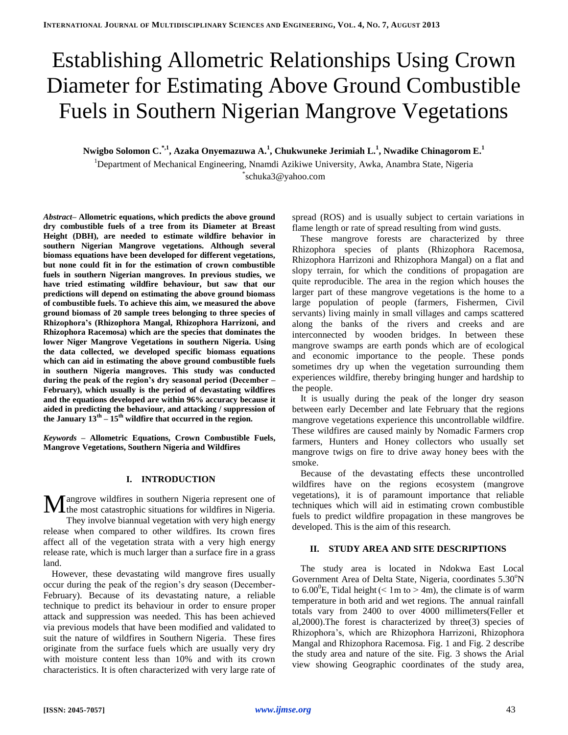# Establishing Allometric Relationships Using Crown Diameter for Estimating Above Ground Combustible Fuels in Southern Nigerian Mangrove Vegetations

**Nwigbo Solomon C.[*,1], Azaka Onyemazuwa A.[1], Chukwuneke Jerimiah L.[1], Nwadike Chinagorom E.[1]**

[1]Department of Mechanical Engineering, Nnamdi Azikiwe University, Awka, Anambra State, Nigeria

[*]schuka3@yahoo.com

***Abstract*– Allometric equations, which predicts the above ground dry combustible fuels of a tree from its Diameter at Breast Height (DBH), are needed to estimate wildfire behavior in southern Nigerian Mangrove vegetations. Although several biomass equations have been developed for different vegetations, but none could fit in for the estimation of crown combustible fuels in southern Nigerian mangroves. In previous studies, we have tried estimating wildfire behaviour, but saw that our predictions will depend on estimating the above ground biomass of combustible fuels. To achieve this aim, we measured the above ground biomass of 20 sample trees belonging to three species of Rhizophora's (Rhizophora Mangal, Rhizophora Harrizoni, and Rhizophora Racemosa) which are the species that dominates the lower Niger Mangrove Vegetations in southern Nigeria. Using the data collected, we developed specific biomass equations which can aid in estimating the above ground combustible fuels in southern Nigeria mangroves. This study was conducted during the peak of the region's dry seasonal period (December – February), which usually is the period of devastating wildfires and the equations developed are within 96% accuracy because it aided in predicting the behaviour, and attacking / suppression of the January 13th – 15th wildfire that occurred in the region.**

***Keywords* – Allometric Equations, Crown Combustible Fuels, Mangrove Vegetations, Southern Nigeria and Wildfires**

## I. INTRODUCTION

Mangrove wildfires in southern Nigeria represent one of the most catastrophic situations for wildfires in Nigeria. They involve biannual vegetation with very high energy release when compared to other wildfires. Its crown fires affect all of the vegetation strata with a very high energy release rate, which is much larger than a surface fire in a grass land.

However, these devastating wild mangrove fires usually occur during the peak of the region's dry season (December-February). Because of its devastating nature, a reliable technique to predict its behaviour in order to ensure proper attack and suppression was needed. This has been achieved via previous models that have been modified and validated to suit the nature of wildfires in Southern Nigeria. These fires originate from the surface fuels which are usually very dry with moisture content less than 10% and with its crown characteristics. It is often characterized with very large rate of spread (ROS) and is usually subject to certain variations in flame length or rate of spread resulting from wind gusts.

These mangrove forests are characterized by three Rhizophora species of plants (Rhizophora Racemosa, Rhizophora Harrizoni and Rhizophora Mangal) on a flat and slopy terrain, for which the conditions of propagation are quite reproducible. The area in the region which houses the larger part of these mangrove vegetations is the home to a large population of people (farmers, Fishermen, Civil servants) living mainly in small villages and camps scattered along the banks of the rivers and creeks and are interconnected by wooden bridges. In between these mangrove swamps are earth ponds which are of ecological and economic importance to the people. These ponds sometimes dry up when the vegetation surrounding them experiences wildfire, thereby bringing hunger and hardship to the people.

It is usually during the peak of the longer dry season between early December and late February that the regions mangrove vegetations experience this uncontrollable wildfire. These wildfires are caused mainly by Nomadic Farmers crop farmers, Hunters and Honey collectors who usually set mangrove twigs on fire to drive away honey bees with the smoke.

Because of the devastating effects these uncontrolled wildfires have on the regions ecosystem (mangrove vegetations), it is of paramount importance that reliable techniques which will aid in estimating crown combustible fuels to predict wildfire propagation in these mangroves be developed. This is the aim of this research.

## II. STUDY AREA AND SITE DESCRIPTIONS

The study area is located in Ndokwa East Local Government Area of Delta State, Nigeria, coordinates 5.30°N to 6.00°E, Tidal height (< 1m to > 4m), the climate is of warm temperature in both arid and wet regions. The annual rainfall totals vary from 2400 to over 4000 millimeters(Feller et al,2000).The forest is characterized by three(3) species of Rhizophora's, which are Rhizophora Harrizoni, Rhizophora Mangal and Rhizophora Racemosa. Fig. 1 and Fig. 2 describe the study area and nature of the site. Fig. 3 shows the Arial view showing Geographic coordinates of the study area,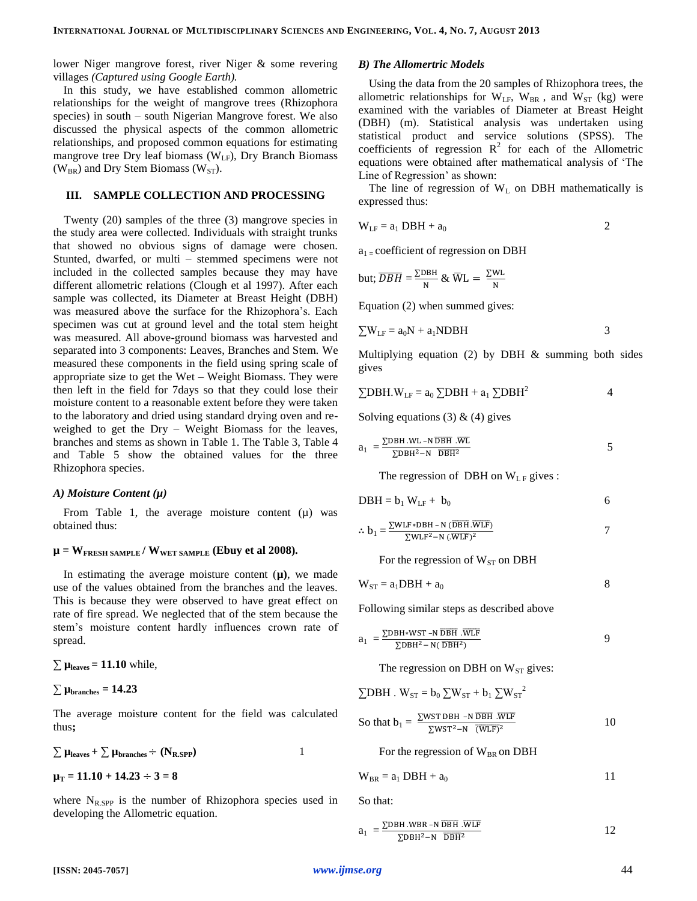lower Niger mangrove forest, river Niger & some revering villages *(Captured using Google Earth).*

In this study, we have established common allometric relationships for the weight of mangrove trees (Rhizophora species) in south – south Nigerian Mangrove forest. We also discussed the physical aspects of the common allometric relationships, and proposed common equations for estimating mangrove tree Dry leaf biomass ($W_{LF}$), Dry Branch Biomass ($W_{BR}$) and Dry Stem Biomass ($W_{ST}$).

## III. SAMPLE COLLECTION AND PROCESSING

Twenty (20) samples of the three (3) mangrove species in the study area were collected. Individuals with straight trunks that showed no obvious signs of damage were chosen. Stunted, dwarfed, or multi – stemmed specimens were not included in the collected samples because they may have different allometric relations (Clough et al 1997). After each sample was collected, its Diameter at Breast Height (DBH) was measured above the surface for the Rhizophora's. Each specimen was cut at ground level and the total stem height was measured. All above-ground biomass was harvested and separated into 3 components: Leaves, Branches and Stem. We measured these components in the field using spring scale of appropriate size to get the Wet – Weight Biomass. They were then left in the field for 7days so that they could lose their moisture content to a reasonable extent before they were taken to the laboratory and dried using standard drying oven and re-weighed to get the Dry – Weight Biomass for the leaves, branches and stems as shown in Table 1. The Table 3, Table 4 and Table 5 show the obtained values for the three Rhizophora species.

### *A) Moisture Content (μ)*

From Table 1, the average moisture content (μ) was obtained thus:

**$\mu = W_{FRESH\ SAMPLE} / W_{WET\ SAMPLE}$ (Ebuy et al 2008).**

In estimating the average moisture content (**μ**), we made use of the values obtained from the branches and the leaves. This is because they were observed to have great effect on rate of fire spread. We neglected that of the stem because the stem's moisture content hardly influences crown rate of spread.

$\sum \mu_{leaves} = 11.10$ while,

$\sum \mu_{branches} = 14.23$

The average moisture content for the field was calculated thus**;**

$$\sum \mu_{leaves} + \sum \mu_{branches} \div (N_{R.SPP}) \qquad 1$$

$$\mu_T = 11.10 + 14.23 \div 3 = 8$$

where $N_{R.SPP}$ is the number of Rhizophora species used in developing the Allometric equation.

### *B) The Allomertric Models*

Using the data from the 20 samples of Rhizophora trees, the allometric relationships for $W_{LF}$, $W_{BR}$ , and $W_{ST}$ (kg) were examined with the variables of Diameter at Breast Height (DBH) (m). Statistical analysis was undertaken using statistical product and service solutions (SPSS). The coefficients of regression $R^2$ for each of the Allometric equations were obtained after mathematical analysis of 'The Line of Regression' as shown:

The line of regression of $W_L$ on DBH mathematically is expressed thus:

$$W_{LF} = a_1\, DBH + a_0 \qquad 2$$

$a_1$ = coefficient of regression on DBH

but; $\overline{DBH} = \frac{\sum DBH}{N}$ & $\overline{W}L = \frac{\sum WL}{N}$

Equation (2) when summed gives:

$$\sum W_{LF} = a_0 N + a_1 N DBH \qquad 3$$

Multiplying equation (2) by DBH & summing both sides gives

$$\sum DBH.W_{LF} = a_0 \sum DBH + a_1 \sum DBH^2 \qquad 4$$

Solving equations (3) & (4) gives

$$a_1 = \frac{\sum DBH.WL - N\,\overline{DBH}\,.\overline{WL}}{\sum DBH^2 - N\ \overline{DBH^2}} \qquad 5$$

The regression of DBH on $W_{LF}$ gives :

$$DBH = b_1\, W_{LF} + b_0 \qquad 6$$

$$\therefore b_1 = \frac{\sum WLF * DBH - N\,(\overline{DBH}.\overline{WLF})}{\sum WLF^2 - N\,(.\overline{WLF})^2} \qquad 7$$

For the regression of $W_{ST}$ on DBH

$$W_{ST} = a_1 DBH + a_0 \qquad 8$$

Following similar steps as described above

$$a_1 = \frac{\sum DBH * WST - N\,\overline{DBH}\,.\overline{WLF}}{\sum DBH^2 - N(\,\overline{DBH^2})} \qquad 9$$

The regression on DBH on $W_{ST}$ gives:

$$\sum DBH\,.\,W_{ST} = b_0 \sum W_{ST} + b_1 \sum W_{ST}^{\,2}$$

$$\text{So that } b_1 = \frac{\sum WST\,DBH\ - N\,\overline{DBH}\,.\overline{WLF}}{\sum WST^2 - N\ \ (\overline{WLF})^2} \qquad 10$$

For the regression of $W_{BR}$ on DBH

$$W_{BR} = a_1\, DBH + a_0 \qquad 11$$

So that:

$$a_1 = \frac{\sum DBH.WBR - N\,\overline{DBH}\,.\overline{WLF}}{\sum DBH^2 - N\ \ \overline{DBH^2}} \qquad 12$$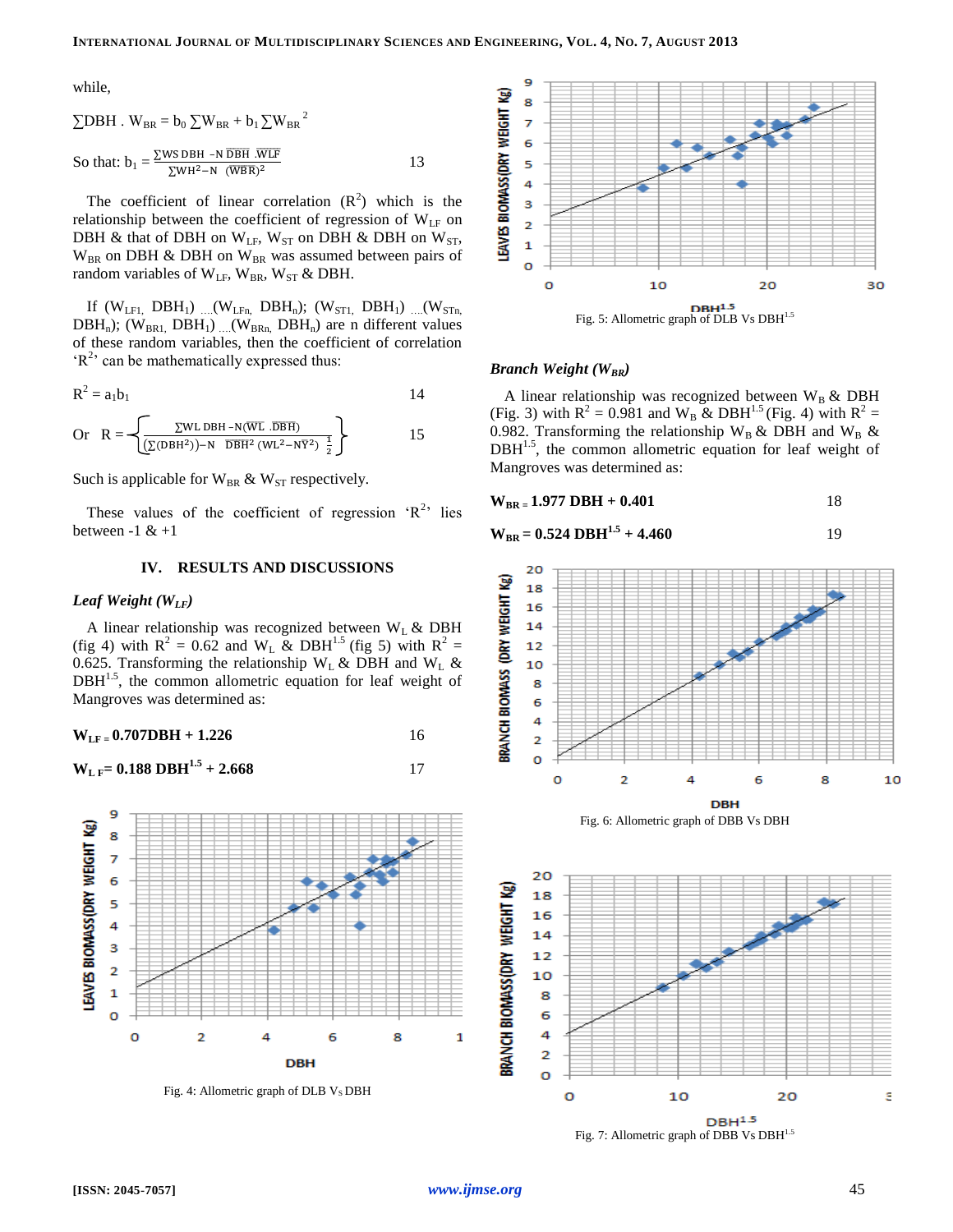while,

$\sum DBH \cdot W_{BR} = b_0 \sum W_{BR} + b_1 \sum W_{BR}^{\ 2}$

So that: $b_1 = \frac{\sum WS\ DBH\ - N\ \overline{DBH}\ .\overline{WLF}}{\sum WH^2 - N\ \ (\overline{WBR})^2}$ 13

The coefficient of linear correlation ($R^2$) which is the relationship between the coefficient of regression of $W_{LF}$ on DBH & that of DBH on $W_{LF}$, $W_{ST}$ on DBH & DBH on $W_{ST}$, $W_{BR}$ on DBH & DBH on $W_{BR}$ was assumed between pairs of random variables of $W_{LF}$, $W_{BR}$, $W_{ST}$ & DBH.

If ($W_{LF1}$, $DBH_1$) ....($W_{LFn}$, $DBH_n$); ($W_{ST1}$, $DBH_1$) ....($W_{STn}$, $DBH_n$); ($W_{BR1}$, $DBH_1$) ....($W_{BRn}$, $DBH_n$) are n different values of these random variables, then the coefficient of correlation '$R^2$' can be mathematically expressed thus:

$R^2 = a_1 b_1$ 14

Or $R = \left\{ \frac{\sum WL\ DBH - N(\overline{WL}\ .\overline{DBH})}{\left(\sum(DBH^2)\right) - N\ \ \overline{DBH}^2\ (WL^2 - N\bar{Y}^2)\ \ \frac{1}{2}} \right\}$ 15

Such is applicable for $W_{BR}$ & $W_{ST}$ respectively.

These values of the coefficient of regression '$R^2$' lies between -1 & +1

## IV. RESULTS AND DISCUSSIONS

### *Leaf Weight ($W_{LF}$)*

A linear relationship was recognized between $W_L$ & DBH (fig 4) with $R^2$ = 0.62 and $W_L$ & $DBH^{1.5}$ (fig 5) with $R^2$ = 0.625. Transforming the relationship $W_L$ & DBH and $W_L$ & $DBH^{1.5}$, the common allometric equation for leaf weight of Mangroves was determined as:

**$W_{LF} = 0.707DBH + 1.226$** 16

**$W_{LF} = 0.188\ DBH^{1.5} + 2.668$** 17

Fig. 4: Allometric graph of DLB Vs DBH

Fig. 5: Allometric graph of DLB Vs $DBH^{1.5}$

### *Branch Weight ($W_{BR}$)*

A linear relationship was recognized between $W_B$ & DBH (Fig. 3) with $R^2$ = 0.981 and $W_B$ & $DBH^{1.5}$ (Fig. 4) with $R^2$ = 0.982. Transforming the relationship $W_B$ & DBH and $W_B$ & $DBH^{1.5}$, the common allometric equation for leaf weight of Mangroves was determined as:

**$W_{BR} = 1.977\ DBH + 0.401$** 18

**$W_{BR} = 0.524\ DBH^{1.5} + 4.460$** 19

Fig. 6: Allometric graph of DBB Vs DBH

Fig. 7: Allometric graph of DBB Vs $DBH^{1.5}$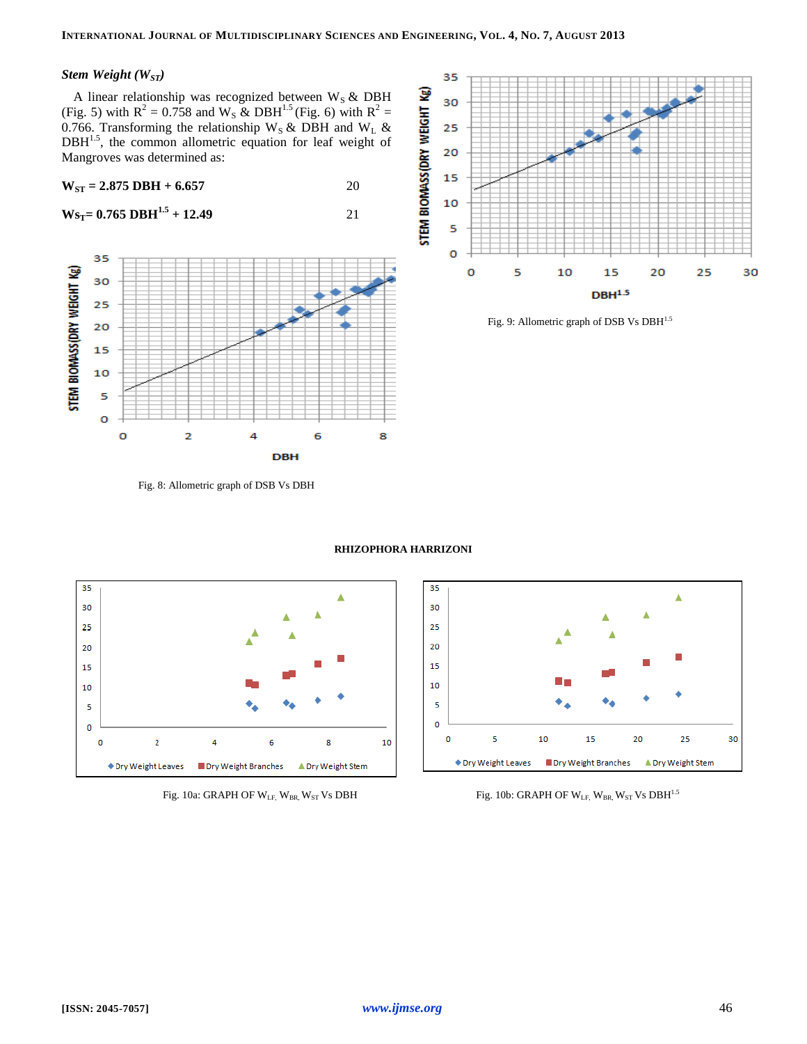### *Stem Weight ($W_{ST}$)*

A linear relationship was recognized between $W_S$ & DBH (Fig. 5) with $R^2$ = 0.758 and $W_S$ & $DBH^{1.5}$ (Fig. 6) with $R^2$ = 0.766. Transforming the relationship $W_S$ & DBH and $W_L$ & $DBH^{1.5}$, the common allometric equation for leaf weight of Mangroves was determined as:

$$W_{ST} = 2.875\ DBH + 6.657 \qquad 20$$

$$W_{ST} = 0.765\ DBH^{1.5} + 12.49 \qquad 21$$

Fig. 8: Allometric graph of DSB Vs DBH

Fig. 9: Allometric graph of DSB Vs $DBH^{1.5}$

**RHIZOPHORA HARRIZONI**

Fig. 10a: GRAPH OF $W_{LF}$, $W_{BR}$, $W_{ST}$ Vs DBH

Fig. 10b: GRAPH OF $W_{LF}$, $W_{BR}$, $W_{ST}$ Vs $DBH^{1.5}$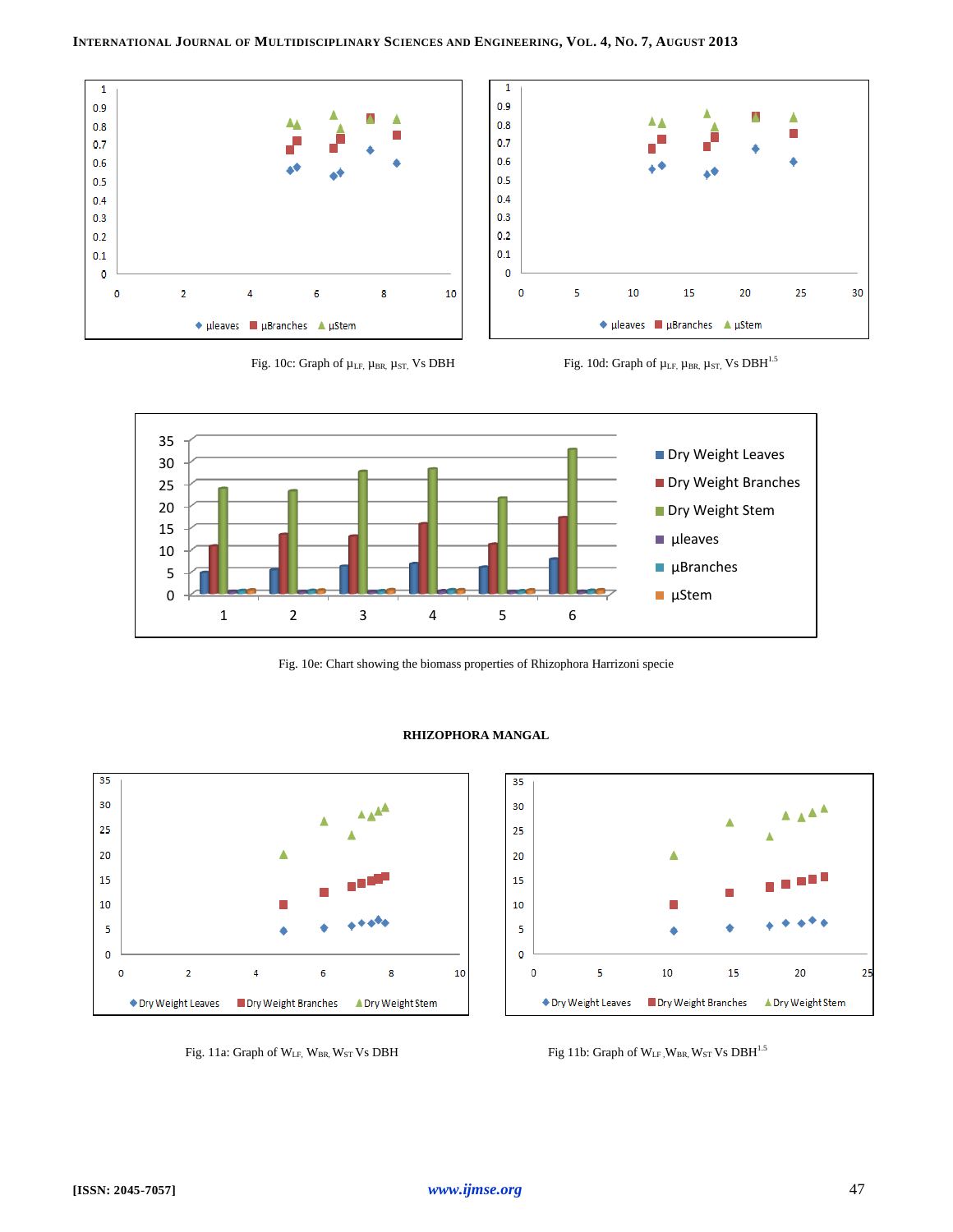Fig. 10c: Graph of $\mu_{LF}$, $\mu_{BR}$, $\mu_{ST}$, Vs DBH

Fig. 10d: Graph of $\mu_{LF}$, $\mu_{BR}$, $\mu_{ST}$, Vs $DBH^{1.5}$

Fig. 10e: Chart showing the biomass properties of Rhizophora Harrizoni specie

**RHIZOPHORA MANGAL**

Fig. 11a: Graph of $W_{LF}$, $W_{BR}$, $W_{ST}$ Vs DBH

Fig 11b: Graph of $W_{LF}$, $W_{BR}$, $W_{ST}$ Vs $DBH^{1.5}$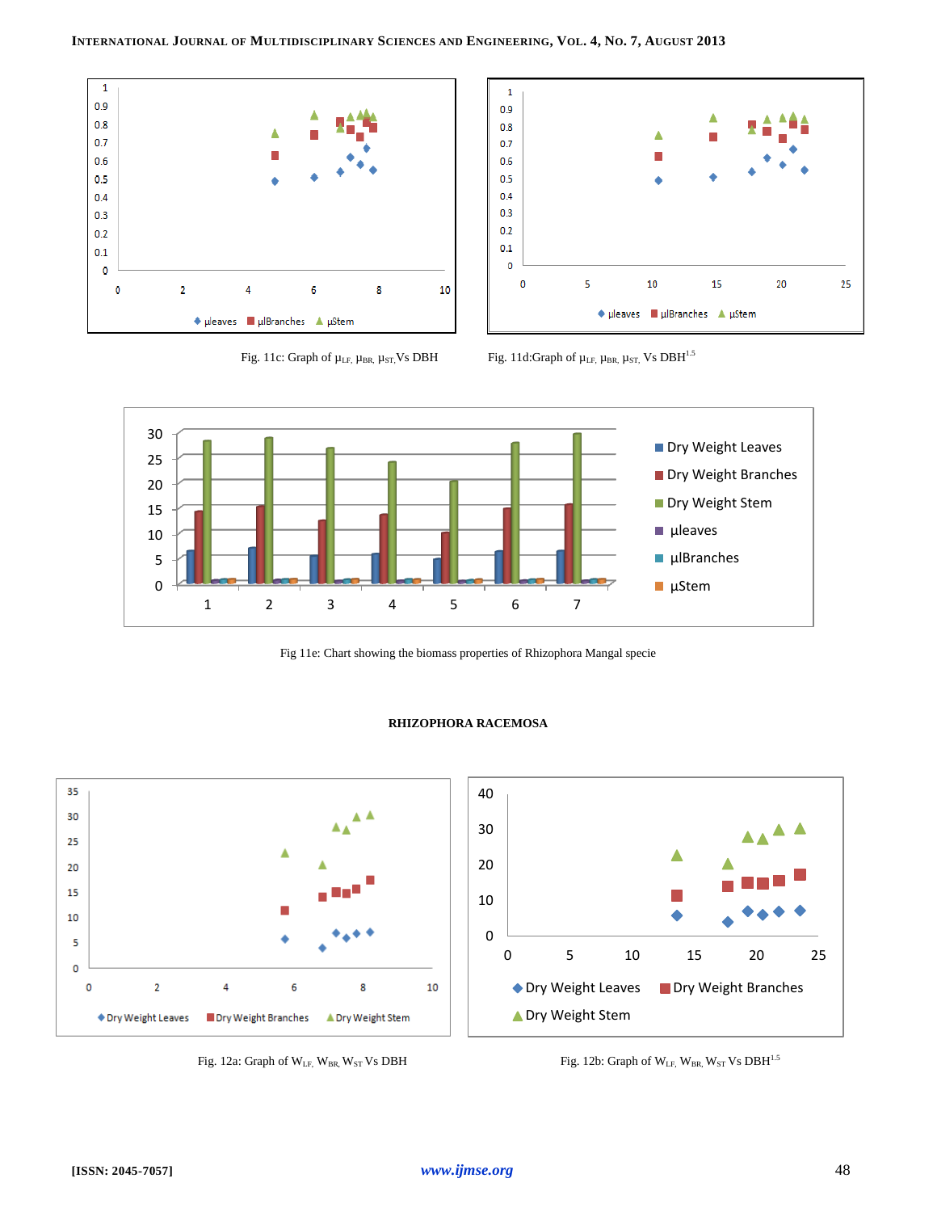Fig. 11c: Graph of $\mu_{LF}$, $\mu_{BR}$, $\mu_{ST}$ Vs DBH

Fig. 11d: Graph of $\mu_{LF}$, $\mu_{BR}$, $\mu_{ST}$ Vs $DBH^{1.5}$

Fig 11e: Chart showing the biomass properties of Rhizophora Mangal specie

## RHIZOPHORA RACEMOSA

Fig. 12a: Graph of $W_{LF}$, $W_{BR}$, $W_{ST}$ Vs DBH

Fig. 12b: Graph of $W_{LF}$, $W_{BR}$, $W_{ST}$ Vs $DBH^{1.5}$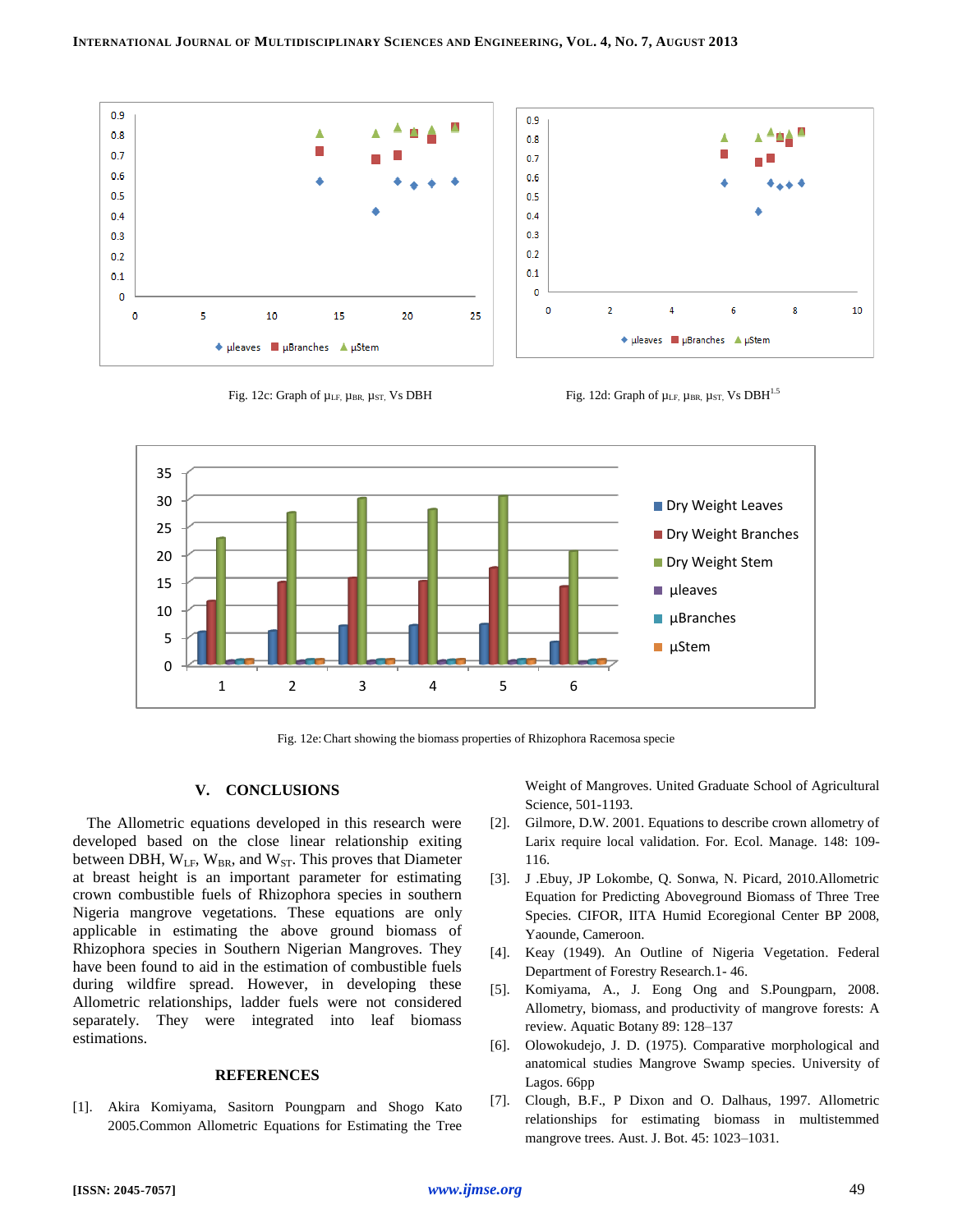Fig. 12c: Graph of $\mu_{LF}$, $\mu_{BR}$, $\mu_{ST}$, Vs DBH

Fig. 12d: Graph of $\mu_{LF}$, $\mu_{BR}$, $\mu_{ST}$, Vs $DBH^{1.5}$

Fig. 12e: Chart showing the biomass properties of Rhizophora Racemosa specie

## V. CONCLUSIONS

The Allometric equations developed in this research were developed based on the close linear relationship exiting between DBH, $W_{LF}$, $W_{BR}$, and $W_{ST}$. This proves that Diameter at breast height is an important parameter for estimating crown combustible fuels of Rhizophora species in southern Nigeria mangrove vegetations. These equations are only applicable in estimating the above ground biomass of Rhizophora species in Southern Nigerian Mangroves. They have been found to aid in the estimation of combustible fuels during wildfire spread. However, in developing these Allometric relationships, ladder fuels were not considered separately. They were integrated into leaf biomass estimations.

## REFERENCES

[1]. Akira Komiyama, Sasitorn Poungparn and Shogo Kato 2005.Common Allometric Equations for Estimating the Tree Weight of Mangroves. United Graduate School of Agricultural Science, 501-1193.

[2]. Gilmore, D.W. 2001. Equations to describe crown allometry of Larix require local validation. For. Ecol. Manage. 148: 109-116.

[3]. J .Ebuy, JP Lokombe, Q. Sonwa, N. Picard, 2010.Allometric Equation for Predicting Aboveground Biomass of Three Tree Species. CIFOR, IITA Humid Ecoregional Center BP 2008, Yaounde, Cameroon.

[4]. Keay (1949). An Outline of Nigeria Vegetation. Federal Department of Forestry Research.1- 46.

[5]. Komiyama, A., J. Eong Ong and S.Poungparn, 2008. Allometry, biomass, and productivity of mangrove forests: A review. Aquatic Botany 89: 128–137

[6]. Olowokudejo, J. D. (1975). Comparative morphological and anatomical studies Mangrove Swamp species. University of Lagos. 66pp

[7]. Clough, B.F., P Dixon and O. Dalhaus, 1997. Allometric relationships for estimating biomass in multistemmed mangrove trees. Aust. J. Bot. 45: 1023–1031.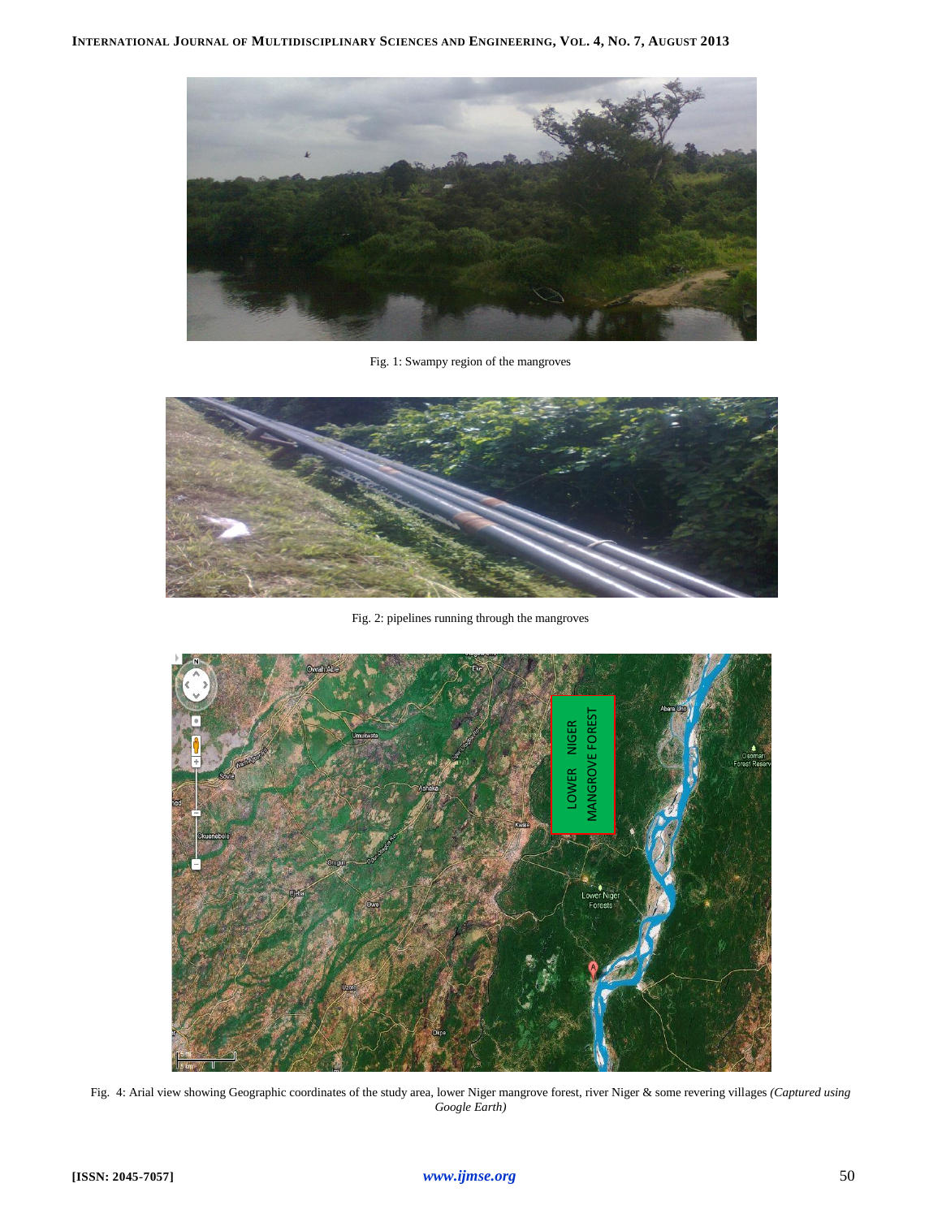Fig. 1: Swampy region of the mangroves

Fig. 2: pipelines running through the mangroves

Fig. 4: Arial view showing Geographic coordinates of the study area, lower Niger mangrove forest, river Niger & some revering villages *(Captured using Google Earth)*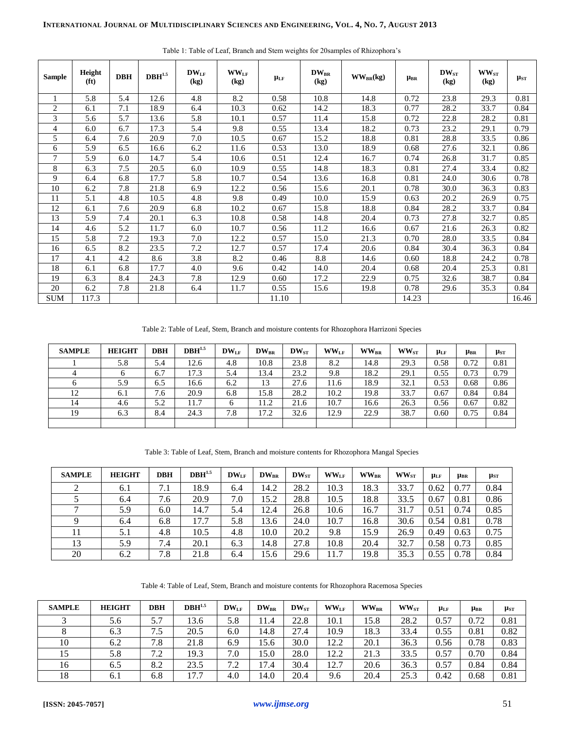Table 1: Table of Leaf, Branch and Stem weights for 20samples of Rhizophora's

| Sample | Height (ft) | DBH | $DBH^{1.5}$ | $DW_{LF}$ (kg) | $WW_{LF}$ (kg) | $\mu_{LF}$ | $DW_{BR}$ (kg) | $WW_{BR}$(kg) | $\mu_{BR}$ | $DW_{ST}$ (kg) | $WW_{ST}$ (kg) | $\mu_{ST}$ |
|---|---|---|---|---|---|---|---|---|---|---|---|---|
| 1 | 5.8 | 5.4 | 12.6 | 4.8 | 8.2 | 0.58 | 10.8 | 14.8 | 0.72 | 23.8 | 29.3 | 0.81 |
| 2 | 6.1 | 7.1 | 18.9 | 6.4 | 10.3 | 0.62 | 14.2 | 18.3 | 0.77 | 28.2 | 33.7 | 0.84 |
| 3 | 5.6 | 5.7 | 13.6 | 5.8 | 10.1 | 0.57 | 11.4 | 15.8 | 0.72 | 22.8 | 28.2 | 0.81 |
| 4 | 6.0 | 6.7 | 17.3 | 5.4 | 9.8 | 0.55 | 13.4 | 18.2 | 0.73 | 23.2 | 29.1 | 0.79 |
| 5 | 6.4 | 7.6 | 20.9 | 7.0 | 10.5 | 0.67 | 15.2 | 18.8 | 0.81 | 28.8 | 33.5 | 0.86 |
| 6 | 5.9 | 6.5 | 16.6 | 6.2 | 11.6 | 0.53 | 13.0 | 18.9 | 0.68 | 27.6 | 32.1 | 0.86 |
| 7 | 5.9 | 6.0 | 14.7 | 5.4 | 10.6 | 0.51 | 12.4 | 16.7 | 0.74 | 26.8 | 31.7 | 0.85 |
| 8 | 6.3 | 7.5 | 20.5 | 6.0 | 10.9 | 0.55 | 14.8 | 18.3 | 0.81 | 27.4 | 33.4 | 0.82 |
| 9 | 6.4 | 6.8 | 17.7 | 5.8 | 10.7 | 0.54 | 13.6 | 16.8 | 0.81 | 24.0 | 30.6 | 0.78 |
| 10 | 6.2 | 7.8 | 21.8 | 6.9 | 12.2 | 0.56 | 15.6 | 20.1 | 0.78 | 30.0 | 36.3 | 0.83 |
| 11 | 5.1 | 4.8 | 10.5 | 4.8 | 9.8 | 0.49 | 10.0 | 15.9 | 0.63 | 20.2 | 26.9 | 0.75 |
| 12 | 6.1 | 7.6 | 20.9 | 6.8 | 10.2 | 0.67 | 15.8 | 18.8 | 0.84 | 28.2 | 33.7 | 0.84 |
| 13 | 5.9 | 7.4 | 20.1 | 6.3 | 10.8 | 0.58 | 14.8 | 20.4 | 0.73 | 27.8 | 32.7 | 0.85 |
| 14 | 4.6 | 5.2 | 11.7 | 6.0 | 10.7 | 0.56 | 11.2 | 16.6 | 0.67 | 21.6 | 26.3 | 0.82 |
| 15 | 5.8 | 7.2 | 19.3 | 7.0 | 12.2 | 0.57 | 15.0 | 21.3 | 0.70 | 28.0 | 33.5 | 0.84 |
| 16 | 6.5 | 8.2 | 23.5 | 7.2 | 12.7 | 0.57 | 17.4 | 20.6 | 0.84 | 30.4 | 36.3 | 0.84 |
| 17 | 4.1 | 4.2 | 8.6 | 3.8 | 8.2 | 0.46 | 8.8 | 14.6 | 0.60 | 18.8 | 24.2 | 0.78 |
| 18 | 6.1 | 6.8 | 17.7 | 4.0 | 9.6 | 0.42 | 14.0 | 20.4 | 0.68 | 20.4 | 25.3 | 0.81 |
| 19 | 6.3 | 8.4 | 24.3 | 7.8 | 12.9 | 0.60 | 17.2 | 22.9 | 0.75 | 32.6 | 38.7 | 0.84 |
| 20 | 6.2 | 7.8 | 21.8 | 6.4 | 11.7 | 0.55 | 15.6 | 19.8 | 0.78 | 29.6 | 35.3 | 0.84 |
| SUM | 117.3 | | | | | 11.10 | | | 14.23 | | | 16.46 |

Table 2: Table of Leaf, Stem, Branch and moisture contents for Rhozophora Harrizoni Species

| SAMPLE | HEIGHT | DBH | $DBH^{1.5}$ | $DW_{LF}$ | $DW_{BR}$ | $DW_{ST}$ | $WW_{LF}$ | $WW_{BR}$ | $WW_{ST}$ | $\mu_{LF}$ | $\mu_{BR}$ | $\mu_{ST}$ |
|---|---|---|---|---|---|---|---|---|---|---|---|---|
| 1 | 5.8 | 5.4 | 12.6 | 4.8 | 10.8 | 23.8 | 8.2 | 14.8 | 29.3 | 0.58 | 0.72 | 0.81 |
| 4 | 6 | 6.7 | 17.3 | 5.4 | 13.4 | 23.2 | 9.8 | 18.2 | 29.1 | 0.55 | 0.73 | 0.79 |
| 6 | 5.9 | 6.5 | 16.6 | 6.2 | 13 | 27.6 | 11.6 | 18.9 | 32.1 | 0.53 | 0.68 | 0.86 |
| 12 | 6.1 | 7.6 | 20.9 | 6.8 | 15.8 | 28.2 | 10.2 | 19.8 | 33.7 | 0.67 | 0.84 | 0.84 |
| 14 | 4.6 | 5.2 | 11.7 | 6 | 11.2 | 21.6 | 10.7 | 16.6 | 26.3 | 0.56 | 0.67 | 0.82 |
| 19 | 6.3 | 8.4 | 24.3 | 7.8 | 17.2 | 32.6 | 12.9 | 22.9 | 38.7 | 0.60 | 0.75 | 0.84 |
| | | | | | | | | | | | | |

Table 3: Table of Leaf, Stem, Branch and moisture contents for Rhozophora Mangal Species

| SAMPLE | HEIGHT | DBH | $DBH^{1.5}$ | $DW_{LF}$ | $DW_{BR}$ | $DW_{ST}$ | $WW_{LF}$ | $WW_{BR}$ | $WW_{ST}$ | $\mu_{LF}$ | $\mu_{BR}$ | $\mu_{ST}$ |
|---|---|---|---|---|---|---|---|---|---|---|---|---|
| 2 | 6.1 | 7.1 | 18.9 | 6.4 | 14.2 | 28.2 | 10.3 | 18.3 | 33.7 | 0.62 | 0.77 | 0.84 |
| 5 | 6.4 | 7.6 | 20.9 | 7.0 | 15.2 | 28.8 | 10.5 | 18.8 | 33.5 | 0.67 | 0.81 | 0.86 |
| 7 | 5.9 | 6.0 | 14.7 | 5.4 | 12.4 | 26.8 | 10.6 | 16.7 | 31.7 | 0.51 | 0.74 | 0.85 |
| 9 | 6.4 | 6.8 | 17.7 | 5.8 | 13.6 | 24.0 | 10.7 | 16.8 | 30.6 | 0.54 | 0.81 | 0.78 |
| 11 | 5.1 | 4.8 | 10.5 | 4.8 | 10.0 | 20.2 | 9.8 | 15.9 | 26.9 | 0.49 | 0.63 | 0.75 |
| 13 | 5.9 | 7.4 | 20.1 | 6.3 | 14.8 | 27.8 | 10.8 | 20.4 | 32.7 | 0.58 | 0.73 | 0.85 |
| 20 | 6.2 | 7.8 | 21.8 | 6.4 | 15.6 | 29.6 | 11.7 | 19.8 | 35.3 | 0.55 | 0.78 | 0.84 |

Table 4: Table of Leaf, Stem, Branch and moisture contents for Rhozophora Racemosa Species

| SAMPLE | HEIGHT | DBH | $DBH^{1.5}$ | $DW_{LF}$ | $DW_{BR}$ | $DW_{ST}$ | $WW_{LF}$ | $WW_{BR}$ | $WW_{ST}$ | $\mu_{LF}$ | $\mu_{BR}$ | $\mu_{ST}$ |
|---|---|---|---|---|---|---|---|---|---|---|---|---|
| 3 | 5.6 | 5.7 | 13.6 | 5.8 | 11.4 | 22.8 | 10.1 | 15.8 | 28.2 | 0.57 | 0.72 | 0.81 |
| 8 | 6.3 | 7.5 | 20.5 | 6.0 | 14.8 | 27.4 | 10.9 | 18.3 | 33.4 | 0.55 | 0.81 | 0.82 |
| 10 | 6.2 | 7.8 | 21.8 | 6.9 | 15.6 | 30.0 | 12.2 | 20.1 | 36.3 | 0.56 | 0.78 | 0.83 |
| 15 | 5.8 | 7.2 | 19.3 | 7.0 | 15.0 | 28.0 | 12.2 | 21.3 | 33.5 | 0.57 | 0.70 | 0.84 |
| 16 | 6.5 | 8.2 | 23.5 | 7.2 | 17.4 | 30.4 | 12.7 | 20.6 | 36.3 | 0.57 | 0.84 | 0.84 |
| 18 | 6.1 | 6.8 | 17.7 | 4.0 | 14.0 | 20.4 | 9.6 | 20.4 | 25.3 | 0.42 | 0.68 | 0.81 |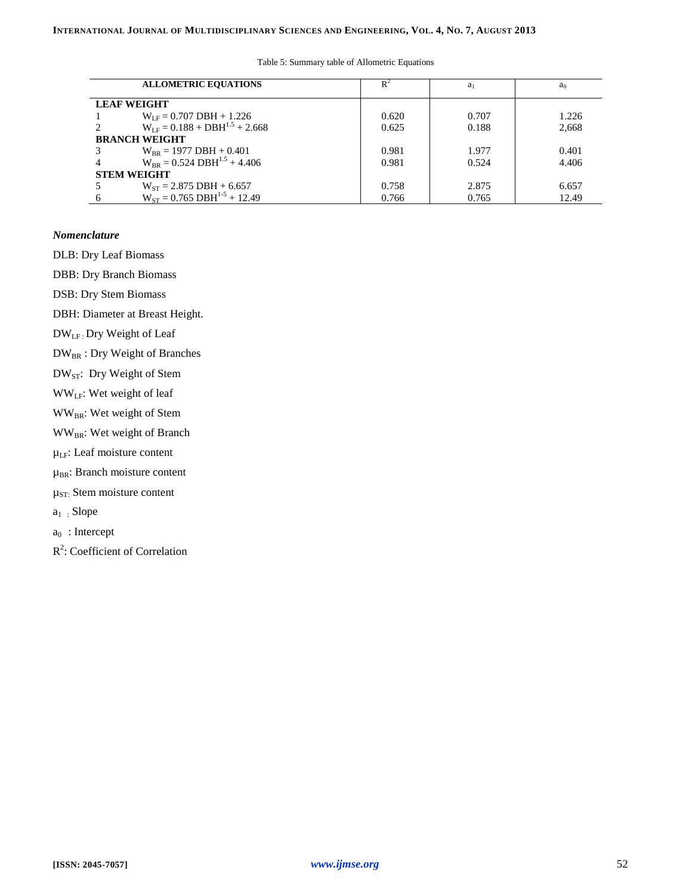Table 5: Summary table of Allometric Equations

| | ALLOMETRIC EQUATIONS | $R^2$ | $a_1$ | $a_0$ |
|---|---|---|---|---|
| **LEAF WEIGHT** | | | | |
| 1 | $W_{LF} = 0.707$ DBH + 1.226 | 0.620 | 0.707 | 1.226 |
| 2 | $W_{LF} = 0.188 + DBH^{1.5} + 2.668$ | 0.625 | 0.188 | 2,668 |
| **BRANCH WEIGHT** | | | | |
| 3 | $W_{BR} = 1977$ DBH + 0.401 | 0.981 | 1.977 | 0.401 |
| 4 | $W_{BR} = 0.524\ DBH^{1.5} + 4.406$ | 0.981 | 0.524 | 4.406 |
| **STEM WEIGHT** | | | | |
| 5 | $W_{ST} = 2.875$ DBH + 6.657 | 0.758 | 2.875 | 6.657 |
| 6 | $W_{ST} = 0.765\ DBH^{1\text{-}5} + 12.49$ | 0.766 | 0.765 | 12.49 |

### *Nomenclature*

DLB: Dry Leaf Biomass

DBB: Dry Branch Biomass

DSB: Dry Stem Biomass

DBH: Diameter at Breast Height.

$DW_{LF}$: Dry Weight of Leaf

$DW_{BR}$ : Dry Weight of Branches

$DW_{ST}$: Dry Weight of Stem

$WW_{LF}$: Wet weight of leaf

$WW_{BR}$: Wet weight of Stem

$WW_{BR}$: Wet weight of Branch

$\mu_{LF}$: Leaf moisture content

$\mu_{BR}$: Branch moisture content

$\mu_{ST}$: Stem moisture content

$a_1$ : Slope

$a_0$ : Intercept

$R^2$: Coefficient of Correlation